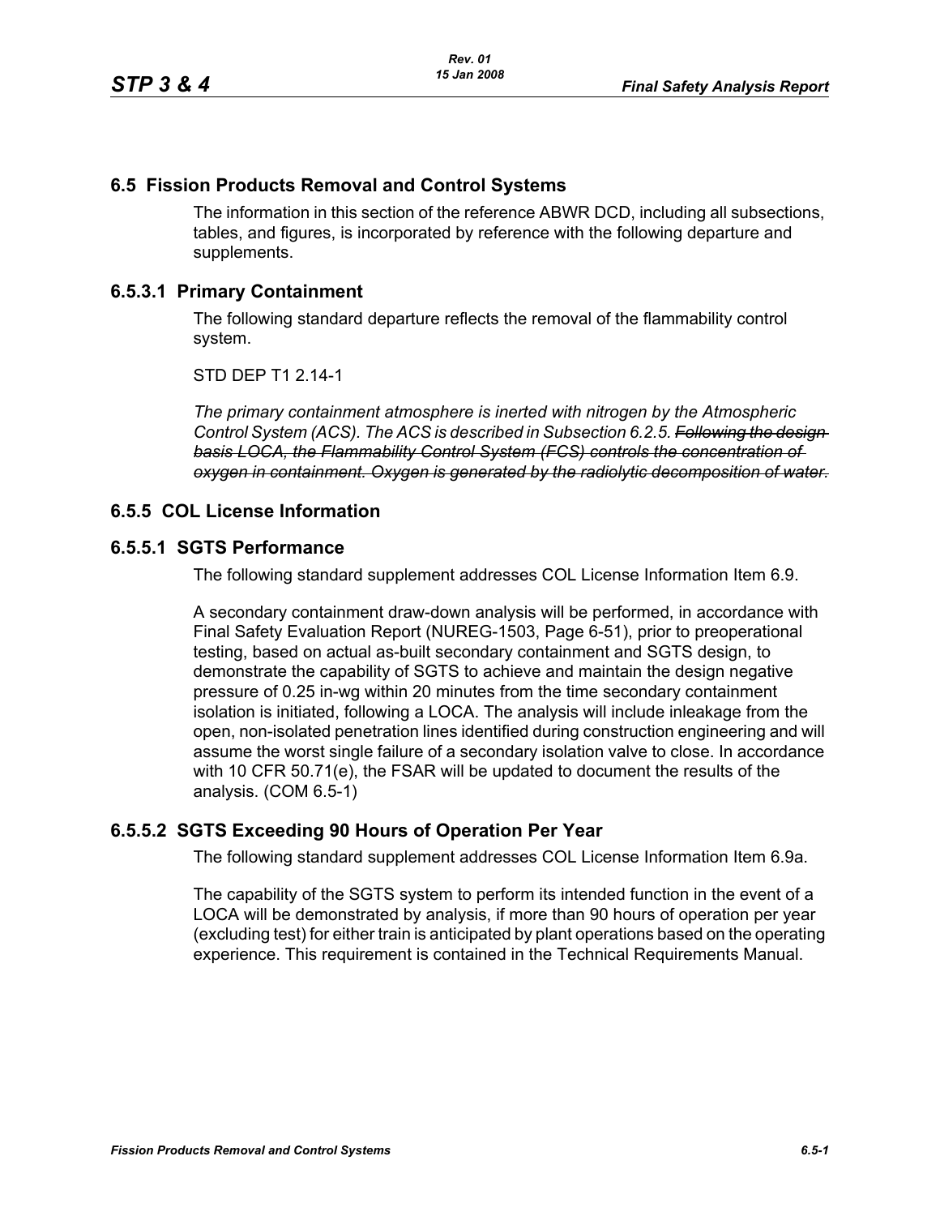## 6.5 Fission Products Removal and Control Systems

The information in this section of the reference ABWR DCD, including all subsections, tables, and figures, is incorporated by reference with the following departure and supplements.

### 6.5.3.1 Primary Containment

The following standard departure reflects the removal of the flammability control system.

STD DEP T1 2.14-1

*The primary containment atmosphere is inerted with nitrogen by the Atmospheric Control System (ACS). The ACS is described in Subsection 6.2.5.* ~~*Following the design basis LOCA, the Flammability Control System (FCS) controls the concentration of oxygen in containment. Oxygen is generated by the radiolytic decomposition of water.*~~

### 6.5.5 COL License Information

### 6.5.5.1 SGTS Performance

The following standard supplement addresses COL License Information Item 6.9.

A secondary containment draw-down analysis will be performed, in accordance with Final Safety Evaluation Report (NUREG-1503, Page 6-51), prior to preoperational testing, based on actual as-built secondary containment and SGTS design, to demonstrate the capability of SGTS to achieve and maintain the design negative pressure of 0.25 in-wg within 20 minutes from the time secondary containment isolation is initiated, following a LOCA. The analysis will include inleakage from the open, non-isolated penetration lines identified during construction engineering and will assume the worst single failure of a secondary isolation valve to close. In accordance with 10 CFR 50.71(e), the FSAR will be updated to document the results of the analysis. (COM 6.5-1)

### 6.5.5.2 SGTS Exceeding 90 Hours of Operation Per Year

The following standard supplement addresses COL License Information Item 6.9a.

The capability of the SGTS system to perform its intended function in the event of a LOCA will be demonstrated by analysis, if more than 90 hours of operation per year (excluding test) for either train is anticipated by plant operations based on the operating experience. This requirement is contained in the Technical Requirements Manual.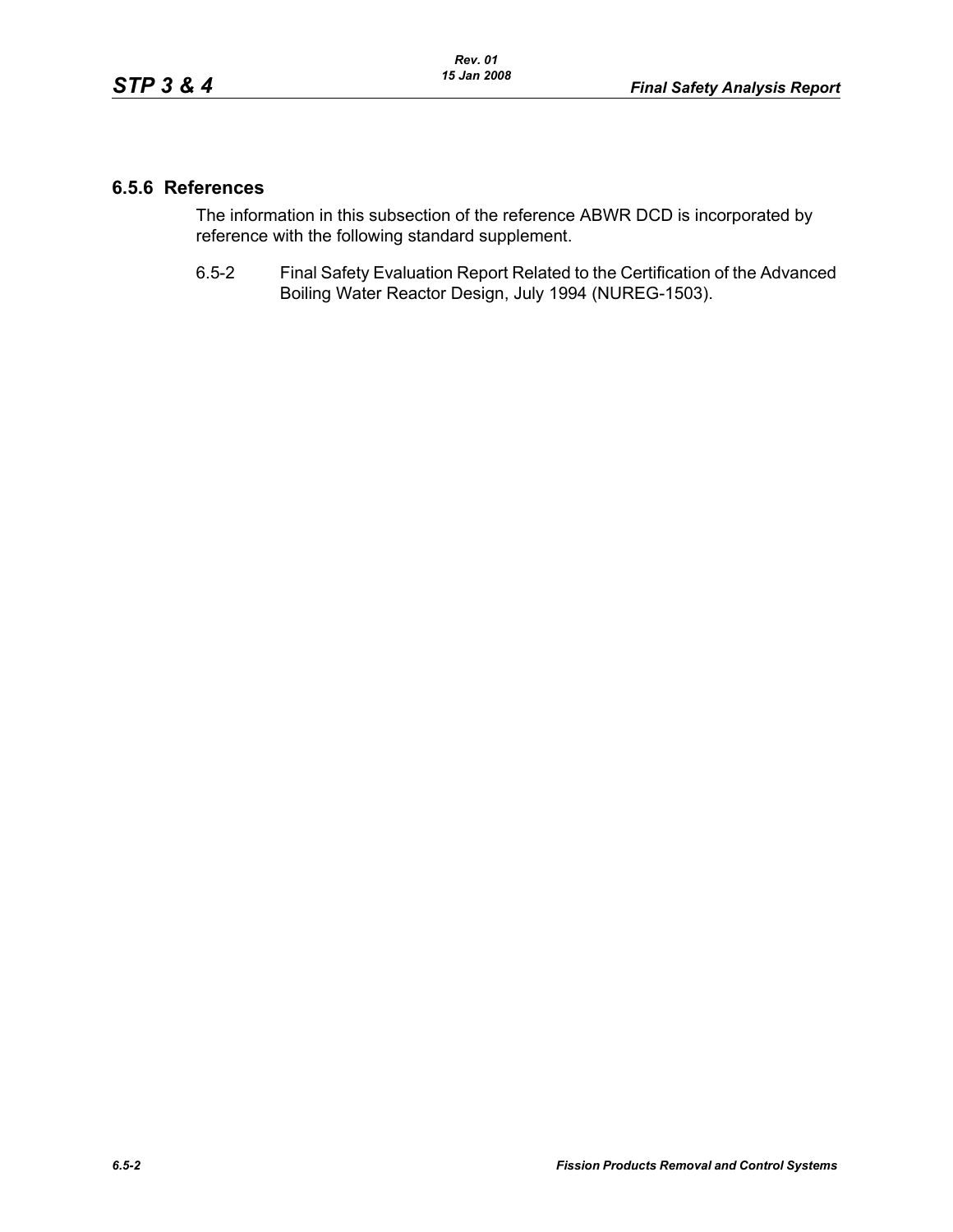### 6.5.6 References

The information in this subsection of the reference ABWR DCD is incorporated by reference with the following standard supplement.

6.5-2 Final Safety Evaluation Report Related to the Certification of the Advanced Boiling Water Reactor Design, July 1994 (NUREG-1503).